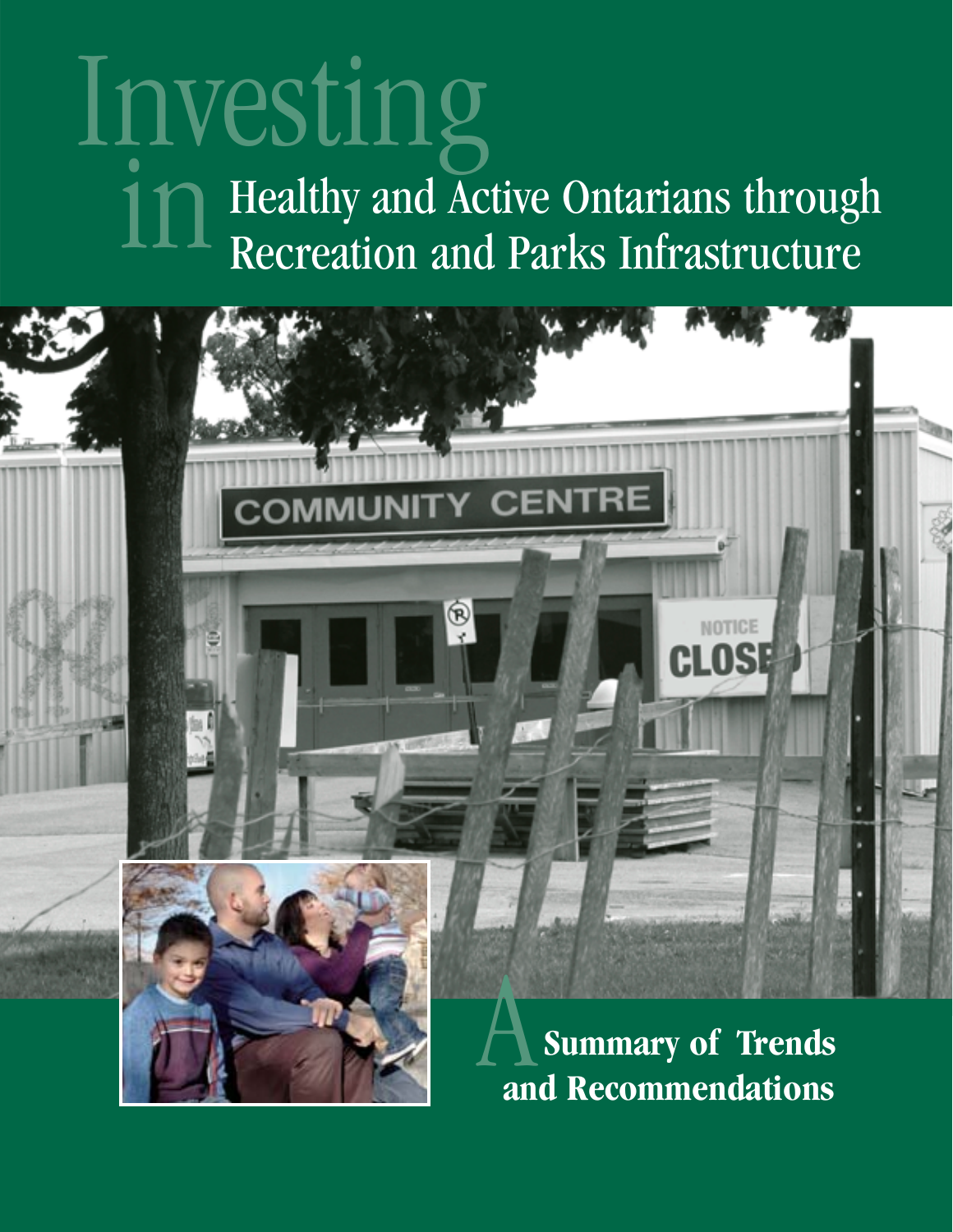# Investing in Healthy and Active Ontarians through Recreation and Parks Infrastructure

## A Summary of Trends and Recommendations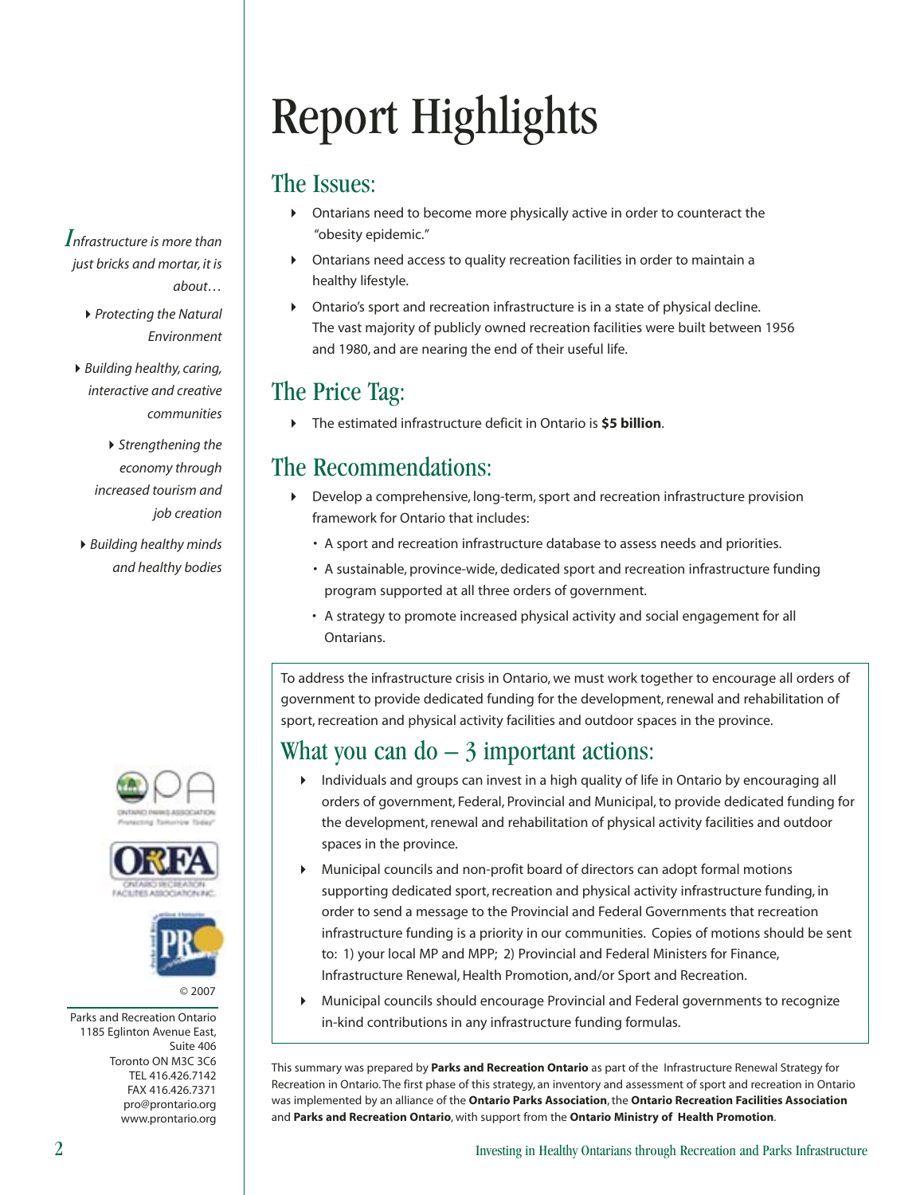*Infrastructure is more than just bricks and mortar, it is about…*

- *Protecting the Natural Environment*
- *Building healthy, caring, interactive and creative communities*
- *Strengthening the economy through increased tourism and job creation*
- *Building healthy minds and healthy bodies*

© 2007

Parks and Recreation Ontario
1185 Eglinton Avenue East, Suite 406
Toronto ON M3C 3C6
TEL 416.426.7142
FAX 416.426.7371
pro@prontario.org
www.prontario.org

# Report Highlights

## The Issues:

- Ontarians need to become more physically active in order to counteract the "obesity epidemic."
- Ontarians need access to quality recreation facilities in order to maintain a healthy lifestyle.
- Ontario's sport and recreation infrastructure is in a state of physical decline. The vast majority of publicly owned recreation facilities were built between 1956 and 1980, and are nearing the end of their useful life.

## The Price Tag:

- The estimated infrastructure deficit in Ontario is **$5 billion**.

## The Recommendations:

- Develop a comprehensive, long-term, sport and recreation infrastructure provision framework for Ontario that includes:
  - A sport and recreation infrastructure database to assess needs and priorities.
  - A sustainable, province-wide, dedicated sport and recreation infrastructure funding program supported at all three orders of government.
  - A strategy to promote increased physical activity and social engagement for all Ontarians.

To address the infrastructure crisis in Ontario, we must work together to encourage all orders of government to provide dedicated funding for the development, renewal and rehabilitation of sport, recreation and physical activity facilities and outdoor spaces in the province.

## What you can do – 3 important actions:

- Individuals and groups can invest in a high quality of life in Ontario by encouraging all orders of government, Federal, Provincial and Municipal, to provide dedicated funding for the development, renewal and rehabilitation of physical activity facilities and outdoor spaces in the province.
- Municipal councils and non-profit board of directors can adopt formal motions supporting dedicated sport, recreation and physical activity infrastructure funding, in order to send a message to the Provincial and Federal Governments that recreation infrastructure funding is a priority in our communities. Copies of motions should be sent to: 1) your local MP and MPP; 2) Provincial and Federal Ministers for Finance, Infrastructure Renewal, Health Promotion, and/or Sport and Recreation.
- Municipal councils should encourage Provincial and Federal governments to recognize in-kind contributions in any infrastructure funding formulas.

This summary was prepared by **Parks and Recreation Ontario** as part of the Infrastructure Renewal Strategy for Recreation in Ontario. The first phase of this strategy, an inventory and assessment of sport and recreation in Ontario was implemented by an alliance of the **Ontario Parks Association**, the **Ontario Recreation Facilities Association** and **Parks and Recreation Ontario**, with support from the **Ontario Ministry of Health Promotion**.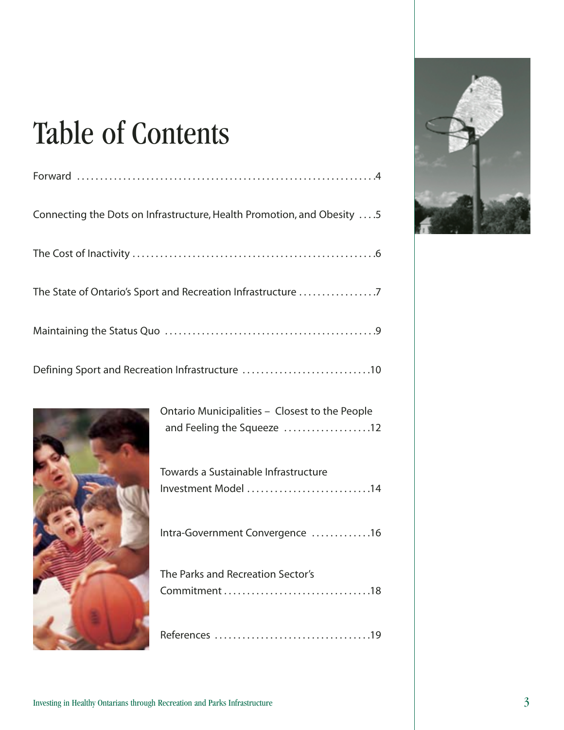# Table of Contents

Forward .....4

Connecting the Dots on Infrastructure, Health Promotion, and Obesity .....5

The Cost of Inactivity .....6

The State of Ontario's Sport and Recreation Infrastructure .....7

Maintaining the Status Quo .....9

Defining Sport and Recreation Infrastructure .....10

Ontario Municipalities – Closest to the People and Feeling the Squeeze .....12

Towards a Sustainable Infrastructure Investment Model .....14

Intra-Government Convergence .....16

The Parks and Recreation Sector's Commitment .....18

References .....19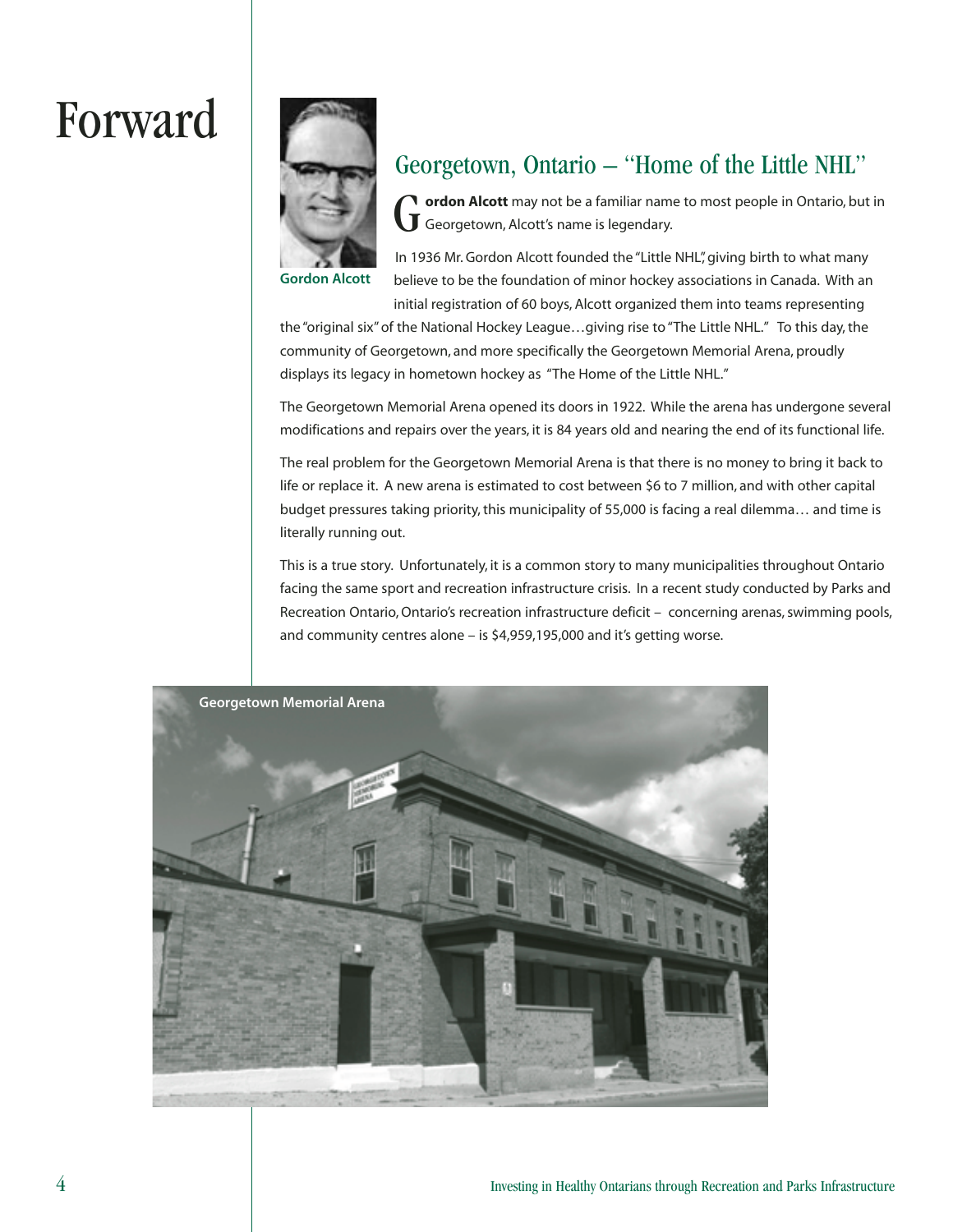# Forward

Gordon Alcott

## Georgetown, Ontario – "Home of the Little NHL"

**Gordon Alcott** may not be a familiar name to most people in Ontario, but in Georgetown, Alcott's name is legendary.

In 1936 Mr. Gordon Alcott founded the "Little NHL", giving birth to what many believe to be the foundation of minor hockey associations in Canada. With an initial registration of 60 boys, Alcott organized them into teams representing the "original six" of the National Hockey League…giving rise to "The Little NHL." To this day, the community of Georgetown, and more specifically the Georgetown Memorial Arena, proudly displays its legacy in hometown hockey as "The Home of the Little NHL."

The Georgetown Memorial Arena opened its doors in 1922. While the arena has undergone several modifications and repairs over the years, it is 84 years old and nearing the end of its functional life.

The real problem for the Georgetown Memorial Arena is that there is no money to bring it back to life or replace it. A new arena is estimated to cost between $6 to 7 million, and with other capital budget pressures taking priority, this municipality of 55,000 is facing a real dilemma… and time is literally running out.

This is a true story. Unfortunately, it is a common story to many municipalities throughout Ontario facing the same sport and recreation infrastructure crisis. In a recent study conducted by Parks and Recreation Ontario, Ontario's recreation infrastructure deficit – concerning arenas, swimming pools, and community centres alone – is $4,959,195,000 and it's getting worse.

Georgetown Memorial Arena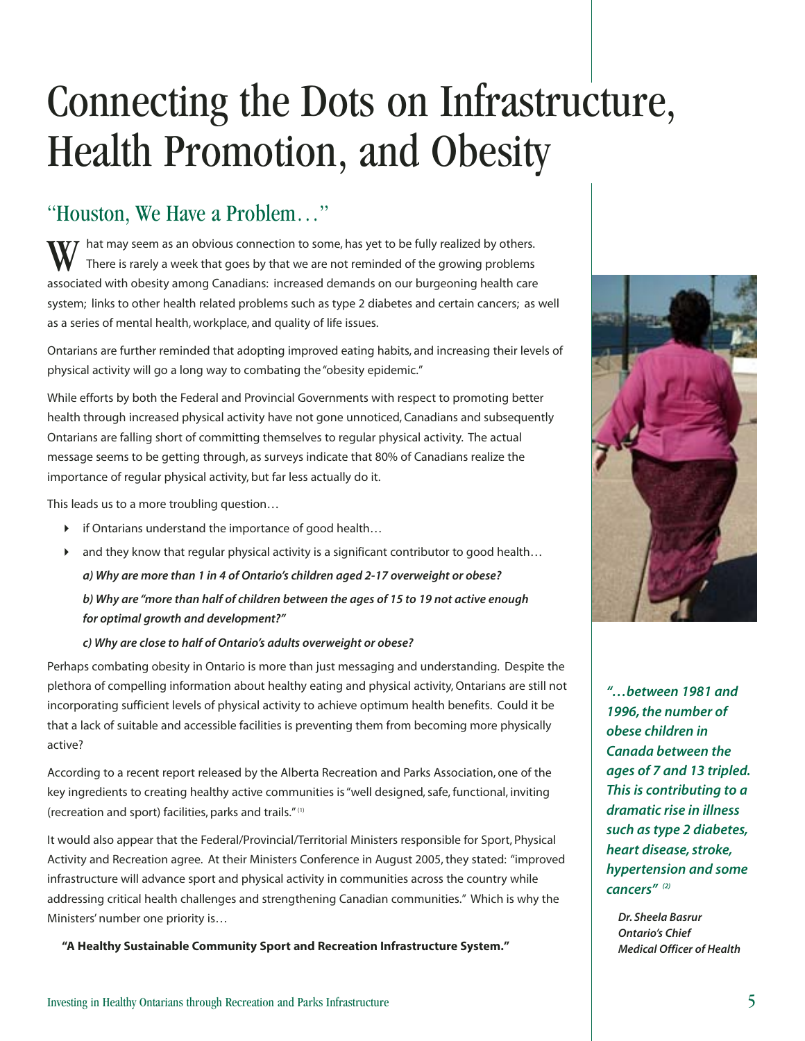# Connecting the Dots on Infrastructure, Health Promotion, and Obesity

## "Houston, We Have a Problem…"

What may seem as an obvious connection to some, has yet to be fully realized by others. There is rarely a week that goes by that we are not reminded of the growing problems associated with obesity among Canadians: increased demands on our burgeoning health care system; links to other health related problems such as type 2 diabetes and certain cancers; as well as a series of mental health, workplace, and quality of life issues.

Ontarians are further reminded that adopting improved eating habits, and increasing their levels of physical activity will go a long way to combating the "obesity epidemic."

While efforts by both the Federal and Provincial Governments with respect to promoting better health through increased physical activity have not gone unnoticed, Canadians and subsequently Ontarians are falling short of committing themselves to regular physical activity. The actual message seems to be getting through, as surveys indicate that 80% of Canadians realize the importance of regular physical activity, but far less actually do it.

This leads us to a more troubling question…

- if Ontarians understand the importance of good health…
- and they know that regular physical activity is a significant contributor to good health…

  ***a) Why are more than 1 in 4 of Ontario's children aged 2-17 overweight or obese?***

  ***b) Why are "more than half of children between the ages of 15 to 19 not active enough for optimal growth and development?"***

  ***c) Why are close to half of Ontario's adults overweight or obese?***

Perhaps combating obesity in Ontario is more than just messaging and understanding. Despite the plethora of compelling information about healthy eating and physical activity, Ontarians are still not incorporating sufficient levels of physical activity to achieve optimum health benefits. Could it be that a lack of suitable and accessible facilities is preventing them from becoming more physically active?

According to a recent report released by the Alberta Recreation and Parks Association, one of the key ingredients to creating healthy active communities is "well designed, safe, functional, inviting (recreation and sport) facilities, parks and trails." [1]

It would also appear that the Federal/Provincial/Territorial Ministers responsible for Sport, Physical Activity and Recreation agree. At their Ministers Conference in August 2005, they stated: "improved infrastructure will advance sport and physical activity in communities across the country while addressing critical health challenges and strengthening Canadian communities." Which is why the Ministers' number one priority is…

**"A Healthy Sustainable Community Sport and Recreation Infrastructure System."**

***"…between 1981 and 1996, the number of obese children in Canada between the ages of 7 and 13 tripled. This is contributing to a dramatic rise in illness such as type 2 diabetes, heart disease, stroke, hypertension and some cancers"*** [2]

***Dr. Sheela Basrur***
***Ontario's Chief Medical Officer of Health***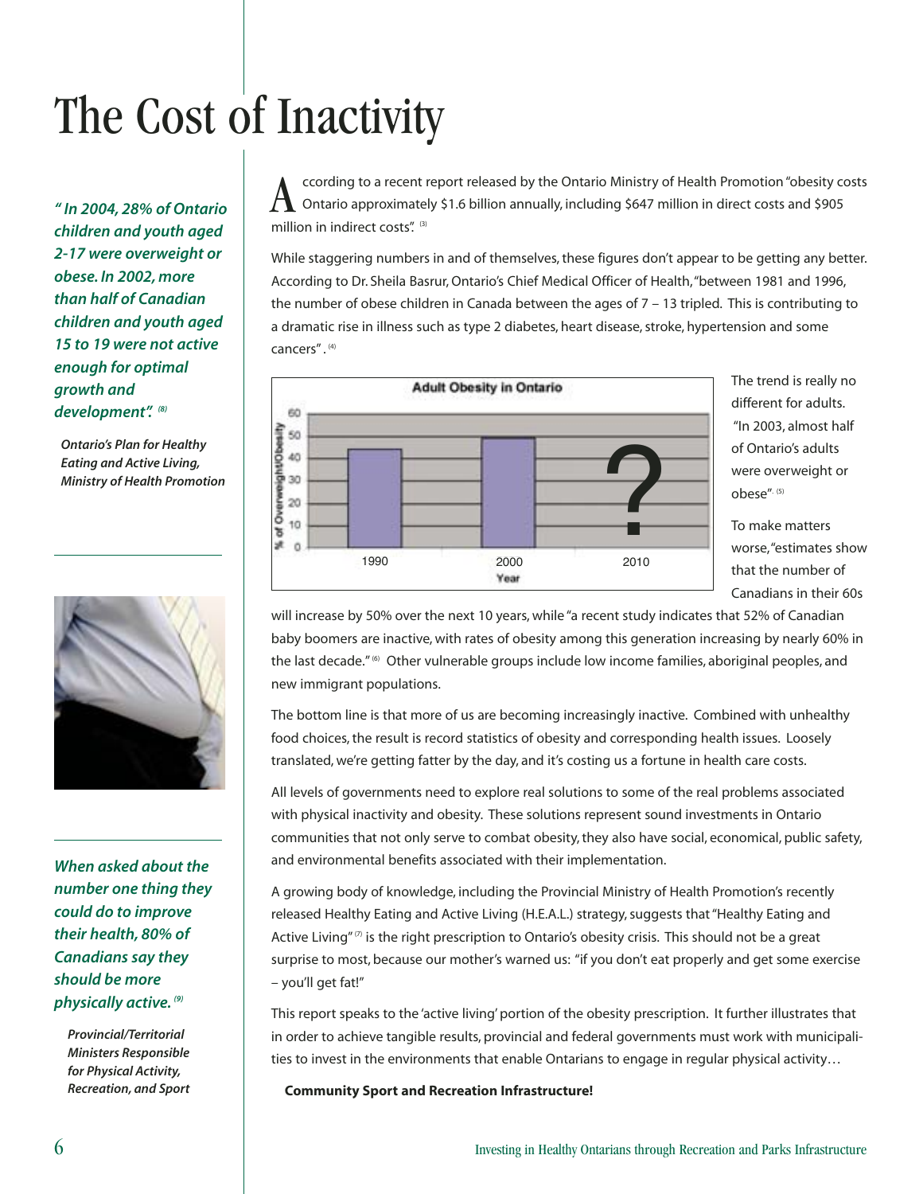# The Cost of Inactivity

*" In 2004, 28% of Ontario children and youth aged 2-17 were overweight or obese. In 2002, more than half of Canadian children and youth aged 15 to 19 were not active enough for optimal growth and development". (8)*

**Ontario's Plan for Healthy Eating and Active Living, Ministry of Health Promotion**

*When asked about the number one thing they could do to improve their health, 80% of Canadians say they should be more physically active. (9)*

**Provincial/Territorial Ministers Responsible for Physical Activity, Recreation, and Sport**

According to a recent report released by the Ontario Ministry of Health Promotion "obesity costs Ontario approximately $1.6 billion annually, including $647 million in direct costs and $905 million in indirect costs". [3]

While staggering numbers in and of themselves, these figures don't appear to be getting any better. According to Dr. Sheila Basrur, Ontario's Chief Medical Officer of Health, "between 1981 and 1996, the number of obese children in Canada between the ages of 7 – 13 tripled. This is contributing to a dramatic rise in illness such as type 2 diabetes, heart disease, stroke, hypertension and some cancers". [4]

**Adult Obesity in Ontario**

| Year | % of Overweight/Obesity |
|---|---|
| 1990 | ~44 |
| 2000 | ~49 |
| 2010 | ? |

The trend is really no different for adults. "In 2003, almost half of Ontario's adults were overweight or obese". [5]

To make matters worse, "estimates show that the number of Canadians in their 60s will increase by 50% over the next 10 years, while "a recent study indicates that 52% of Canadian baby boomers are inactive, with rates of obesity among this generation increasing by nearly 60% in the last decade." [6] Other vulnerable groups include low income families, aboriginal peoples, and new immigrant populations.

The bottom line is that more of us are becoming increasingly inactive. Combined with unhealthy food choices, the result is record statistics of obesity and corresponding health issues. Loosely translated, we're getting fatter by the day, and it's costing us a fortune in health care costs.

All levels of governments need to explore real solutions to some of the real problems associated with physical inactivity and obesity. These solutions represent sound investments in Ontario communities that not only serve to combat obesity, they also have social, economical, public safety, and environmental benefits associated with their implementation.

A growing body of knowledge, including the Provincial Ministry of Health Promotion's recently released Healthy Eating and Active Living (H.E.A.L.) strategy, suggests that "Healthy Eating and Active Living" [7] is the right prescription to Ontario's obesity crisis. This should not be a great surprise to most, because our mother's warned us: "if you don't eat properly and get some exercise – you'll get fat!"

This report speaks to the 'active living' portion of the obesity prescription. It further illustrates that in order to achieve tangible results, provincial and federal governments must work with municipalities to invest in the environments that enable Ontarians to engage in regular physical activity…

**Community Sport and Recreation Infrastructure!**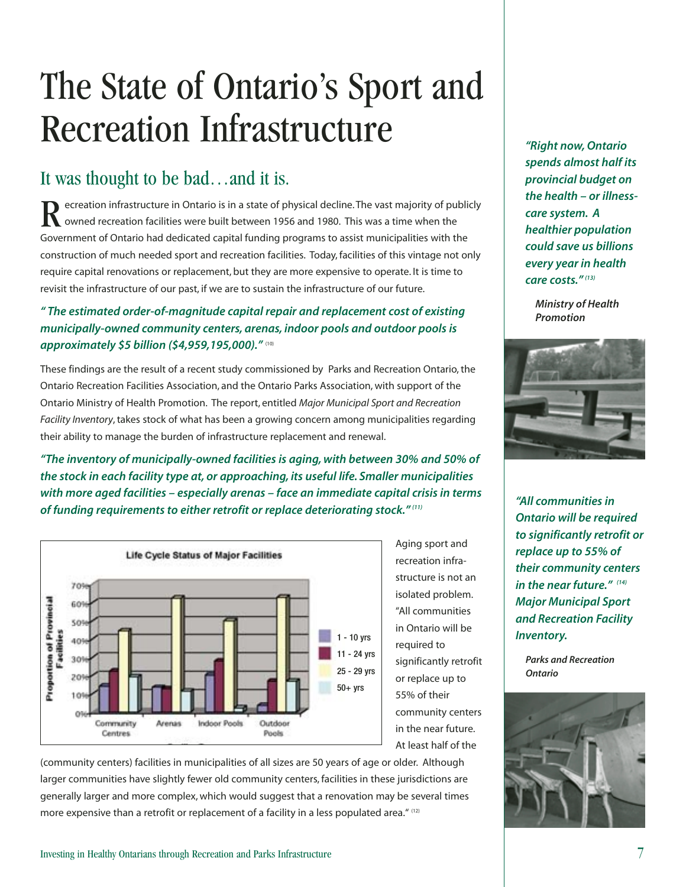# The State of Ontario's Sport and Recreation Infrastructure

## It was thought to be bad…and it is.

Recreation infrastructure in Ontario is in a state of physical decline. The vast majority of publicly owned recreation facilities were built between 1956 and 1980. This was a time when the Government of Ontario had dedicated capital funding programs to assist municipalities with the construction of much needed sport and recreation facilities. Today, facilities of this vintage not only require capital renovations or replacement, but they are more expensive to operate. It is time to revisit the infrastructure of our past, if we are to sustain the infrastructure of our future.

***" The estimated order-of-magnitude capital repair and replacement cost of existing municipally-owned community centers, arenas, indoor pools and outdoor pools is approximately $5 billion ($4,959,195,000)."*** [10]

These findings are the result of a recent study commissioned by Parks and Recreation Ontario, the Ontario Recreation Facilities Association, and the Ontario Parks Association, with support of the Ontario Ministry of Health Promotion. The report, entitled *Major Municipal Sport and Recreation Facility Inventory*, takes stock of what has been a growing concern among municipalities regarding their ability to manage the burden of infrastructure replacement and renewal.

***"The inventory of municipally-owned facilities is aging, with between 30% and 50% of the stock in each facility type at, or approaching, its useful life. Smaller municipalities with more aged facilities – especially arenas – face an immediate capital crisis in terms of funding requirements to either retrofit or replace deteriorating stock."*** [11]

**Life Cycle Status of Major Facilities**

Aging sport and recreation infrastructure is not an isolated problem. "All communities in Ontario will be required to significantly retrofit or replace up to 55% of their community centers in the near future. At least half of the (community centers) facilities in municipalities of all sizes are 50 years of age or older. Although larger communities have slightly fewer old community centers, facilities in these jurisdictions are generally larger and more complex, which would suggest that a renovation may be several times more expensive than a retrofit or replacement of a facility in a less populated area." [12]

***"Right now, Ontario spends almost half its provincial budget on the health – or illness-care system. A healthier population could save us billions every year in health care costs."*** [13]

***Ministry of Health Promotion***

***"All communities in Ontario will be required to significantly retrofit or replace up to 55% of their community centers in the near future."*** [14] ***Major Municipal Sport and Recreation Facility Inventory.***

***Parks and Recreation Ontario***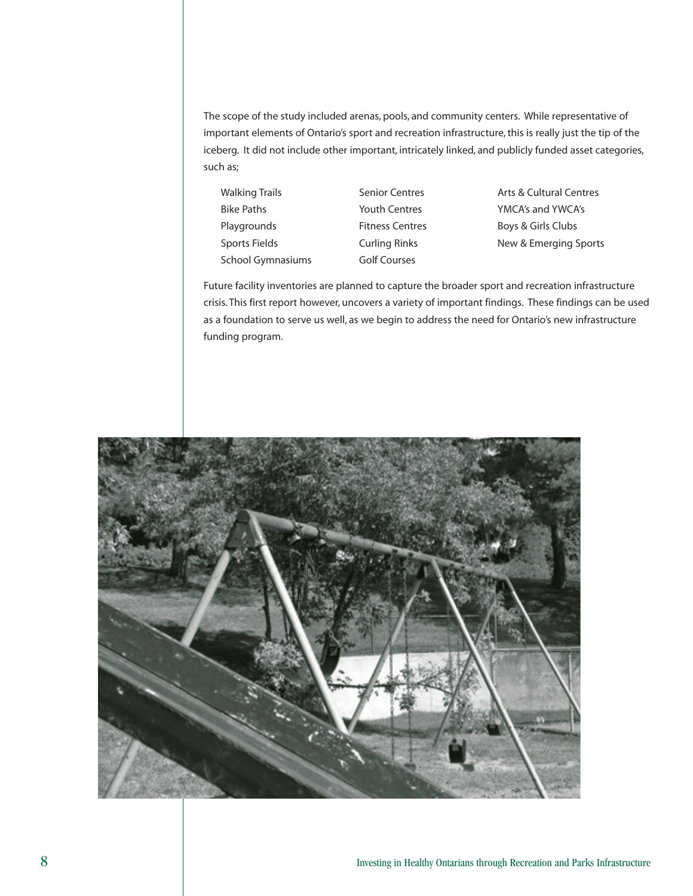The scope of the study included arenas, pools, and community centers. While representative of important elements of Ontario's sport and recreation infrastructure, this is really just the tip of the iceberg. It did not include other important, intricately linked, and publicly funded asset categories, such as;

- Walking Trails
- Bike Paths
- Playgrounds
- Sports Fields
- School Gymnasiums
- Senior Centres
- Youth Centres
- Fitness Centres
- Curling Rinks
- Golf Courses
- Arts & Cultural Centres
- YMCA's and YWCA's
- Boys & Girls Clubs
- New & Emerging Sports

Future facility inventories are planned to capture the broader sport and recreation infrastructure crisis. This first report however, uncovers a variety of important findings. These findings can be used as a foundation to serve us well, as we begin to address the need for Ontario's new infrastructure funding program.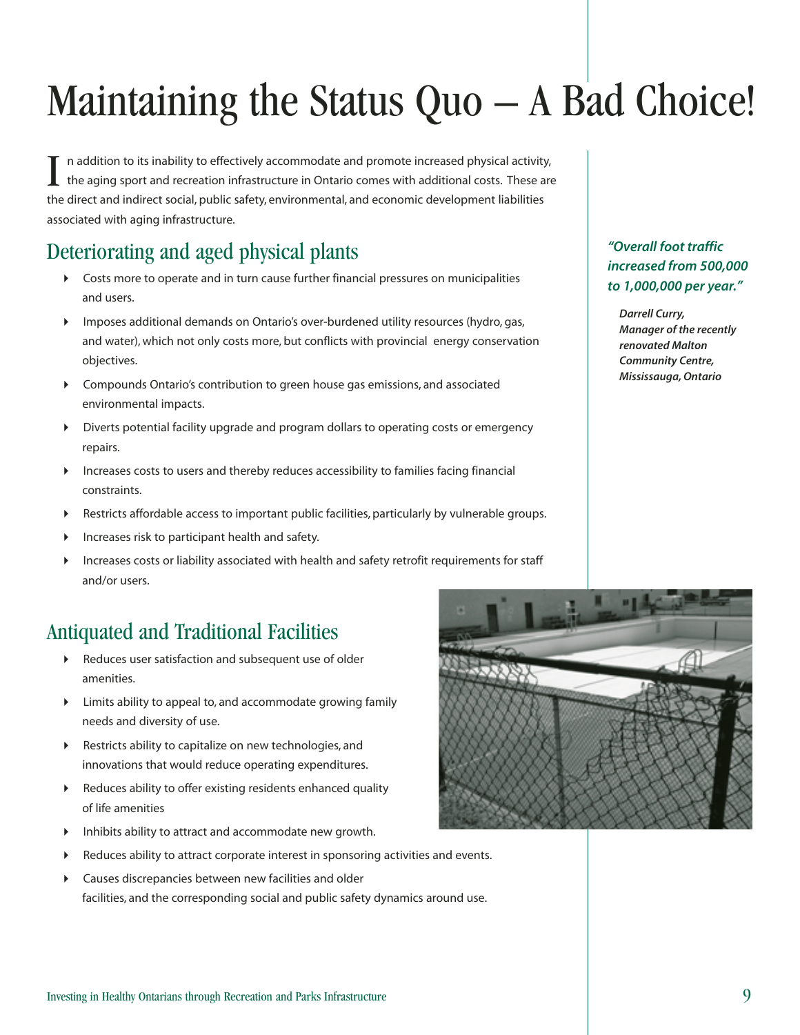# Maintaining the Status Quo – A Bad Choice!

In addition to its inability to effectively accommodate and promote increased physical activity, the aging sport and recreation infrastructure in Ontario comes with additional costs. These are the direct and indirect social, public safety, environmental, and economic development liabilities associated with aging infrastructure.

## Deteriorating and aged physical plants

- Costs more to operate and in turn cause further financial pressures on municipalities and users.
- Imposes additional demands on Ontario's over-burdened utility resources (hydro, gas, and water), which not only costs more, but conflicts with provincial energy conservation objectives.
- Compounds Ontario's contribution to green house gas emissions, and associated environmental impacts.
- Diverts potential facility upgrade and program dollars to operating costs or emergency repairs.
- Increases costs to users and thereby reduces accessibility to families facing financial constraints.
- Restricts affordable access to important public facilities, particularly by vulnerable groups.
- Increases risk to participant health and safety.
- Increases costs or liability associated with health and safety retrofit requirements for staff and/or users.

***"Overall foot traffic increased from 500,000 to 1,000,000 per year."***

***Darrell Curry, Manager of the recently renovated Malton Community Centre, Mississauga, Ontario***

## Antiquated and Traditional Facilities

- Reduces user satisfaction and subsequent use of older amenities.
- Limits ability to appeal to, and accommodate growing family needs and diversity of use.
- Restricts ability to capitalize on new technologies, and innovations that would reduce operating expenditures.
- Reduces ability to offer existing residents enhanced quality of life amenities
- Inhibits ability to attract and accommodate new growth.
- Reduces ability to attract corporate interest in sponsoring activities and events.
- Causes discrepancies between new facilities and older facilities, and the corresponding social and public safety dynamics around use.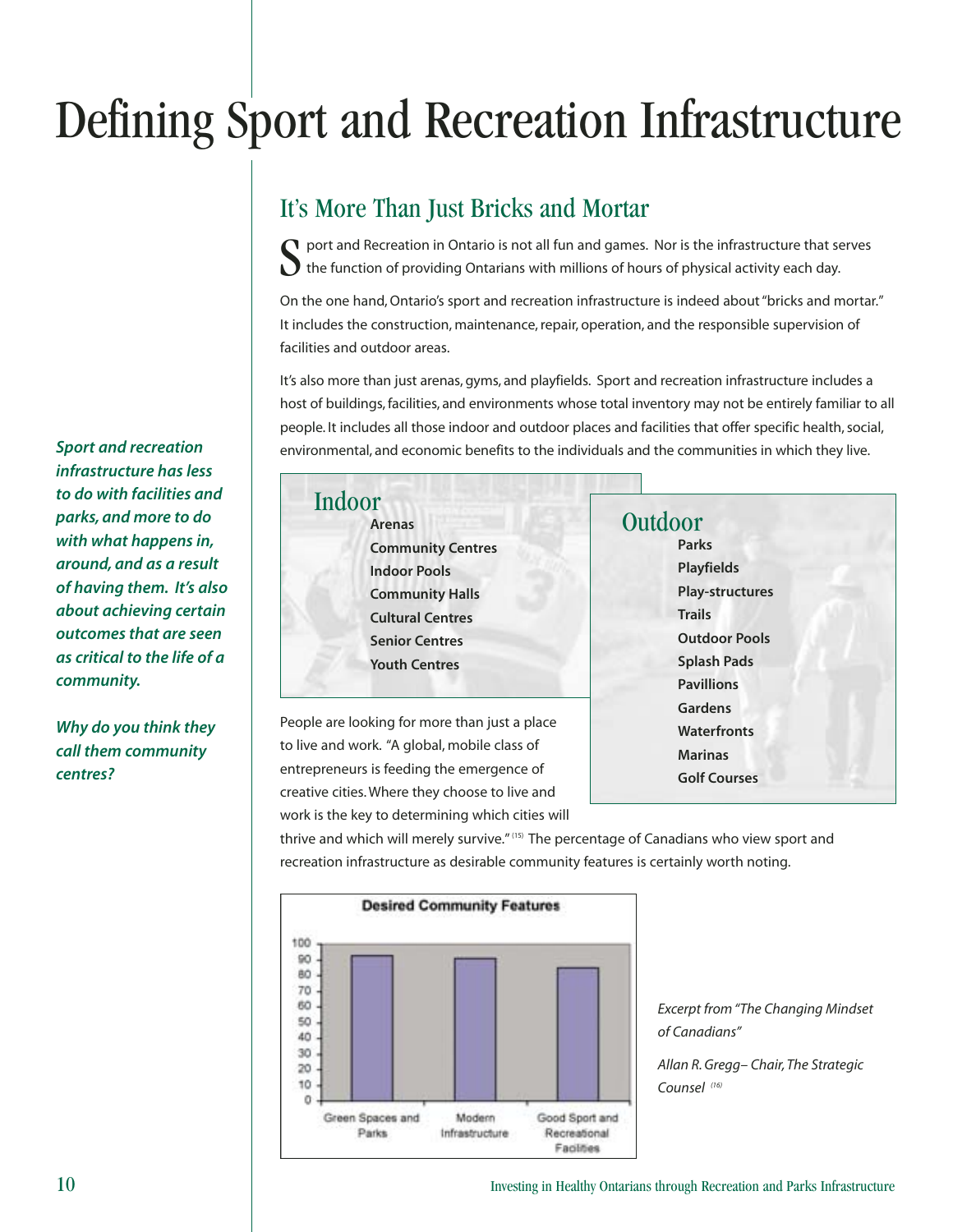# Defining Sport and Recreation Infrastructure

## It's More Than Just Bricks and Mortar

Sport and Recreation in Ontario is not all fun and games. Nor is the infrastructure that serves the function of providing Ontarians with millions of hours of physical activity each day.

On the one hand, Ontario's sport and recreation infrastructure is indeed about "bricks and mortar." It includes the construction, maintenance, repair, operation, and the responsible supervision of facilities and outdoor areas.

It's also more than just arenas, gyms, and playfields. Sport and recreation infrastructure includes a host of buildings, facilities, and environments whose total inventory may not be entirely familiar to all people. It includes all those indoor and outdoor places and facilities that offer specific health, social, environmental, and economic benefits to the individuals and the communities in which they live.

***Sport and recreation infrastructure has less to do with facilities and parks, and more to do with what happens in, around, and as a result of having them. It's also about achieving certain outcomes that are seen as critical to the life of a community.***

***Why do you think they call them community centres?***

### Indoor

**Arenas**
**Community Centres**
**Indoor Pools**
**Community Halls**
**Cultural Centres**
**Senior Centres**
**Youth Centres**

### Outdoor

**Parks**
**Playfields**
**Play-structures**
**Trails**
**Outdoor Pools**
**Splash Pads**
**Pavillions**
**Gardens**
**Waterfronts**
**Marinas**
**Golf Courses**

People are looking for more than just a place to live and work. "A global, mobile class of entrepreneurs is feeding the emergence of creative cities. Where they choose to live and work is the key to determining which cities will thrive and which will merely survive." [15] The percentage of Canadians who view sport and recreation infrastructure as desirable community features is certainly worth noting.

**Desired Community Features**

| Feature | Percentage (approx.) |
|---|---|
| Green Spaces and Parks | 92 |
| Modern Infrastructure | 90 |
| Good Sport and Recreational Facilities | 84 |

*Excerpt from "The Changing Mindset of Canadians"*

*Allan R. Gregg– Chair, The Strategic Counsel* [16]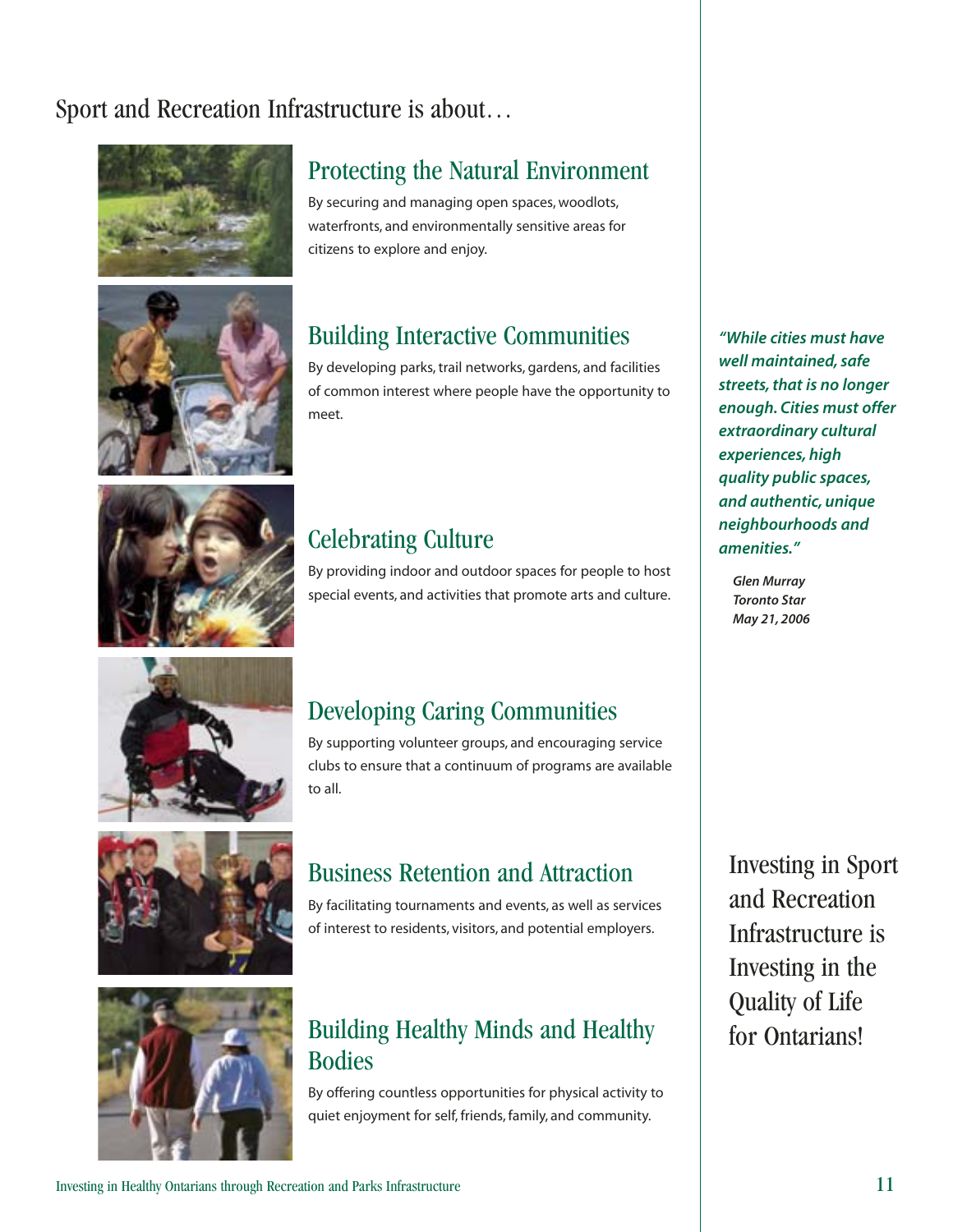# Sport and Recreation Infrastructure is about…

## Protecting the Natural Environment

By securing and managing open spaces, woodlots, waterfronts, and environmentally sensitive areas for citizens to explore and enjoy.

## Building Interactive Communities

By developing parks, trail networks, gardens, and facilities of common interest where people have the opportunity to meet.

## Celebrating Culture

By providing indoor and outdoor spaces for people to host special events, and activities that promote arts and culture.

## Developing Caring Communities

By supporting volunteer groups, and encouraging service clubs to ensure that a continuum of programs are available to all.

## Business Retention and Attraction

By facilitating tournaments and events, as well as services of interest to residents, visitors, and potential employers.

## Building Healthy Minds and Healthy Bodies

By offering countless opportunities for physical activity to quiet enjoyment for self, friends, family, and community.

***"While cities must have well maintained, safe streets, that is no longer enough. Cities must offer extraordinary cultural experiences, high quality public spaces, and authentic, unique neighbourhoods and amenities."***

*Glen Murray*
*Toronto Star*
*May 21, 2006*

Investing in Sport and Recreation Infrastructure is Investing in the Quality of Life for Ontarians!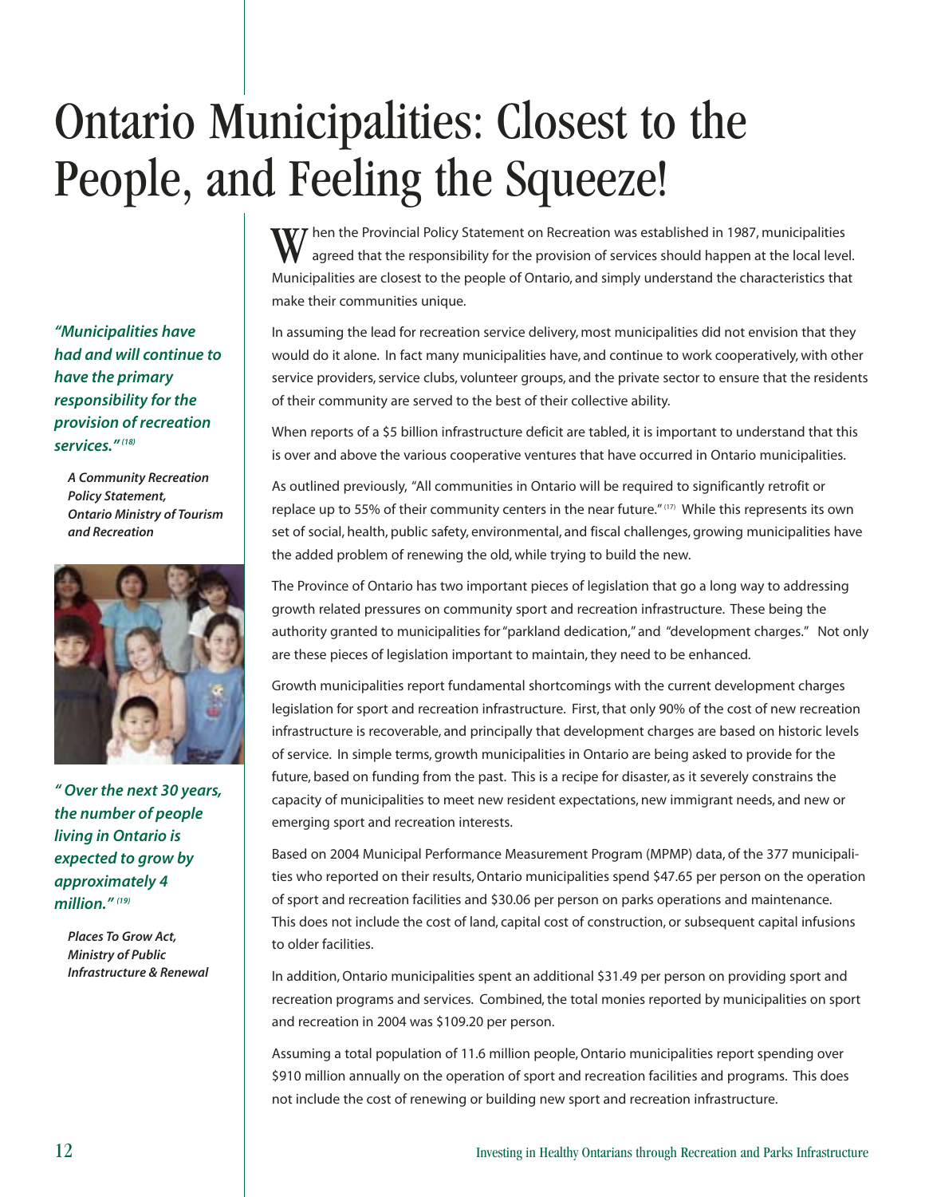# Ontario Municipalities: Closest to the People, and Feeling the Squeeze!

*"Municipalities have had and will continue to have the primary responsibility for the provision of recreation services."* [18]

***A Community Recreation Policy Statement, Ontario Ministry of Tourism and Recreation***

*" Over the next 30 years, the number of people living in Ontario is expected to grow by approximately 4 million."* [19]

***Places To Grow Act, Ministry of Public Infrastructure & Renewal***

When the Provincial Policy Statement on Recreation was established in 1987, municipalities agreed that the responsibility for the provision of services should happen at the local level. Municipalities are closest to the people of Ontario, and simply understand the characteristics that make their communities unique.

In assuming the lead for recreation service delivery, most municipalities did not envision that they would do it alone. In fact many municipalities have, and continue to work cooperatively, with other service providers, service clubs, volunteer groups, and the private sector to ensure that the residents of their community are served to the best of their collective ability.

When reports of a $5 billion infrastructure deficit are tabled, it is important to understand that this is over and above the various cooperative ventures that have occurred in Ontario municipalities.

As outlined previously, "All communities in Ontario will be required to significantly retrofit or replace up to 55% of their community centers in the near future." [17] While this represents its own set of social, health, public safety, environmental, and fiscal challenges, growing municipalities have the added problem of renewing the old, while trying to build the new.

The Province of Ontario has two important pieces of legislation that go a long way to addressing growth related pressures on community sport and recreation infrastructure. These being the authority granted to municipalities for "parkland dedication," and "development charges." Not only are these pieces of legislation important to maintain, they need to be enhanced.

Growth municipalities report fundamental shortcomings with the current development charges legislation for sport and recreation infrastructure. First, that only 90% of the cost of new recreation infrastructure is recoverable, and principally that development charges are based on historic levels of service. In simple terms, growth municipalities in Ontario are being asked to provide for the future, based on funding from the past. This is a recipe for disaster, as it severely constrains the capacity of municipalities to meet new resident expectations, new immigrant needs, and new or emerging sport and recreation interests.

Based on 2004 Municipal Performance Measurement Program (MPMP) data, of the 377 municipalities who reported on their results, Ontario municipalities spend $47.65 per person on the operation of sport and recreation facilities and $30.06 per person on parks operations and maintenance. This does not include the cost of land, capital cost of construction, or subsequent capital infusions to older facilities.

In addition, Ontario municipalities spent an additional $31.49 per person on providing sport and recreation programs and services. Combined, the total monies reported by municipalities on sport and recreation in 2004 was $109.20 per person.

Assuming a total population of 11.6 million people, Ontario municipalities report spending over $910 million annually on the operation of sport and recreation facilities and programs. This does not include the cost of renewing or building new sport and recreation infrastructure.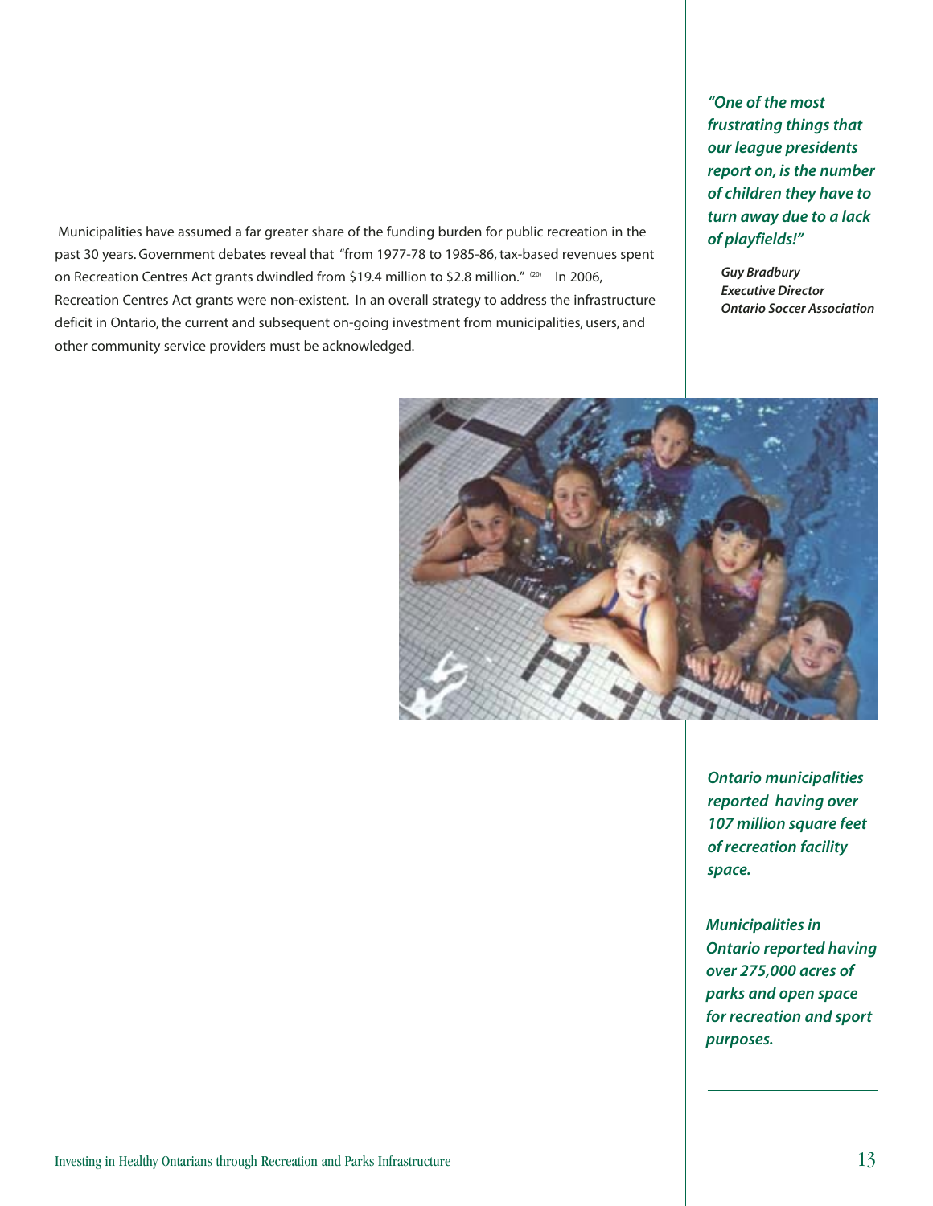Municipalities have assumed a far greater share of the funding burden for public recreation in the past 30 years. Government debates reveal that "from 1977-78 to 1985-86, tax-based revenues spent on Recreation Centres Act grants dwindled from $19.4 million to $2.8 million." [20] In 2006, Recreation Centres Act grants were non-existent. In an overall strategy to address the infrastructure deficit in Ontario, the current and subsequent on-going investment from municipalities, users, and other community service providers must be acknowledged.

***"One of the most frustrating things that our league presidents report on, is the number of children they have to turn away due to a lack of playfields!"***

***Guy Bradbury***
***Executive Director***
***Ontario Soccer Association***

***Ontario municipalities reported having over 107 million square feet of recreation facility space.***

***Municipalities in Ontario reported having over 275,000 acres of parks and open space for recreation and sport purposes.***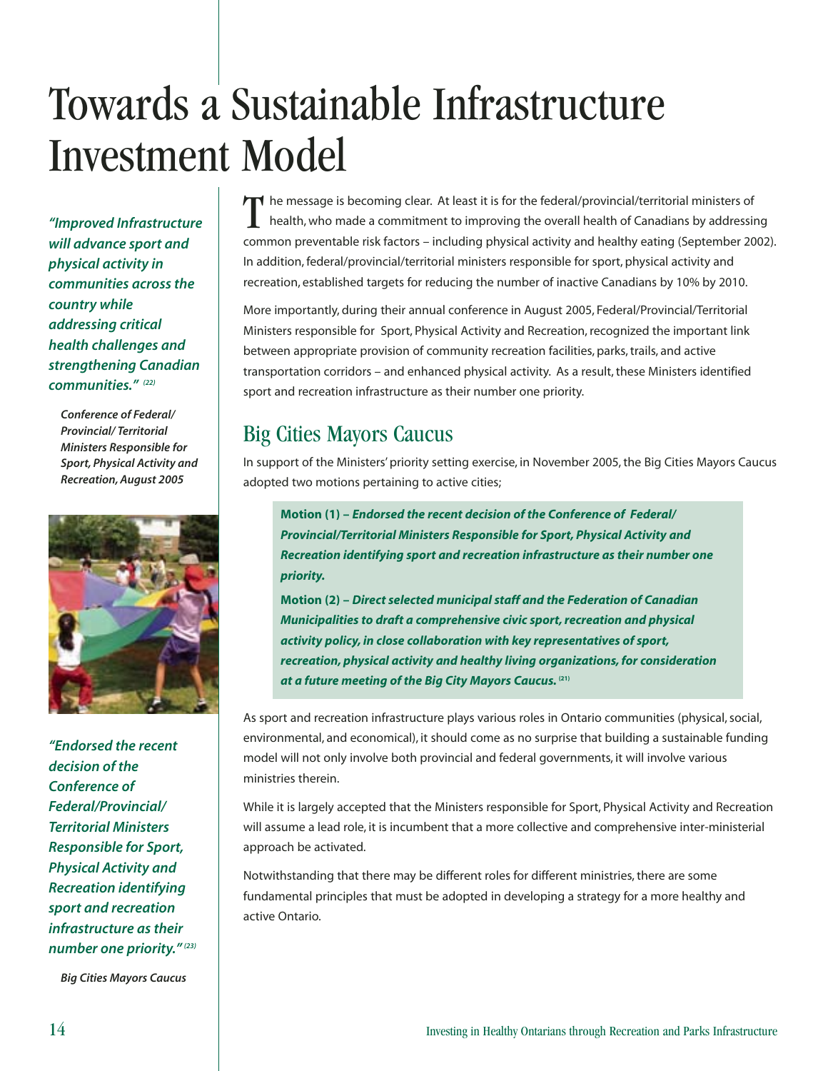# Towards a Sustainable Infrastructure Investment Model

*"Improved Infrastructure will advance sport and physical activity in communities across the country while addressing critical health challenges and strengthening Canadian communities."* [22]

*Conference of Federal/ Provincial/ Territorial Ministers Responsible for Sport, Physical Activity and Recreation, August 2005*

The message is becoming clear. At least it is for the federal/provincial/territorial ministers of health, who made a commitment to improving the overall health of Canadians by addressing common preventable risk factors – including physical activity and healthy eating (September 2002). In addition, federal/provincial/territorial ministers responsible for sport, physical activity and recreation, established targets for reducing the number of inactive Canadians by 10% by 2010.

More importantly, during their annual conference in August 2005, Federal/Provincial/Territorial Ministers responsible for Sport, Physical Activity and Recreation, recognized the important link between appropriate provision of community recreation facilities, parks, trails, and active transportation corridors – and enhanced physical activity. As a result, these Ministers identified sport and recreation infrastructure as their number one priority.

## Big Cities Mayors Caucus

In support of the Ministers' priority setting exercise, in November 2005, the Big Cities Mayors Caucus adopted two motions pertaining to active cities;

> **Motion (1) –** ***Endorsed the recent decision of the Conference of Federal/ Provincial/Territorial Ministers Responsible for Sport, Physical Activity and Recreation identifying sport and recreation infrastructure as their number one priority.***
>
> **Motion (2) –** ***Direct selected municipal staff and the Federation of Canadian Municipalities to draft a comprehensive civic sport, recreation and physical activity policy, in close collaboration with key representatives of sport, recreation, physical activity and healthy living organizations, for consideration at a future meeting of the Big City Mayors Caucus.*** [21]

*"Endorsed the recent decision of the Conference of Federal/Provincial/ Territorial Ministers Responsible for Sport, Physical Activity and Recreation identifying sport and recreation infrastructure as their number one priority."* [23]

*Big Cities Mayors Caucus*

As sport and recreation infrastructure plays various roles in Ontario communities (physical, social, environmental, and economical), it should come as no surprise that building a sustainable funding model will not only involve both provincial and federal governments, it will involve various ministries therein.

While it is largely accepted that the Ministers responsible for Sport, Physical Activity and Recreation will assume a lead role, it is incumbent that a more collective and comprehensive inter-ministerial approach be activated.

Notwithstanding that there may be different roles for different ministries, there are some fundamental principles that must be adopted in developing a strategy for a more healthy and active Ontario.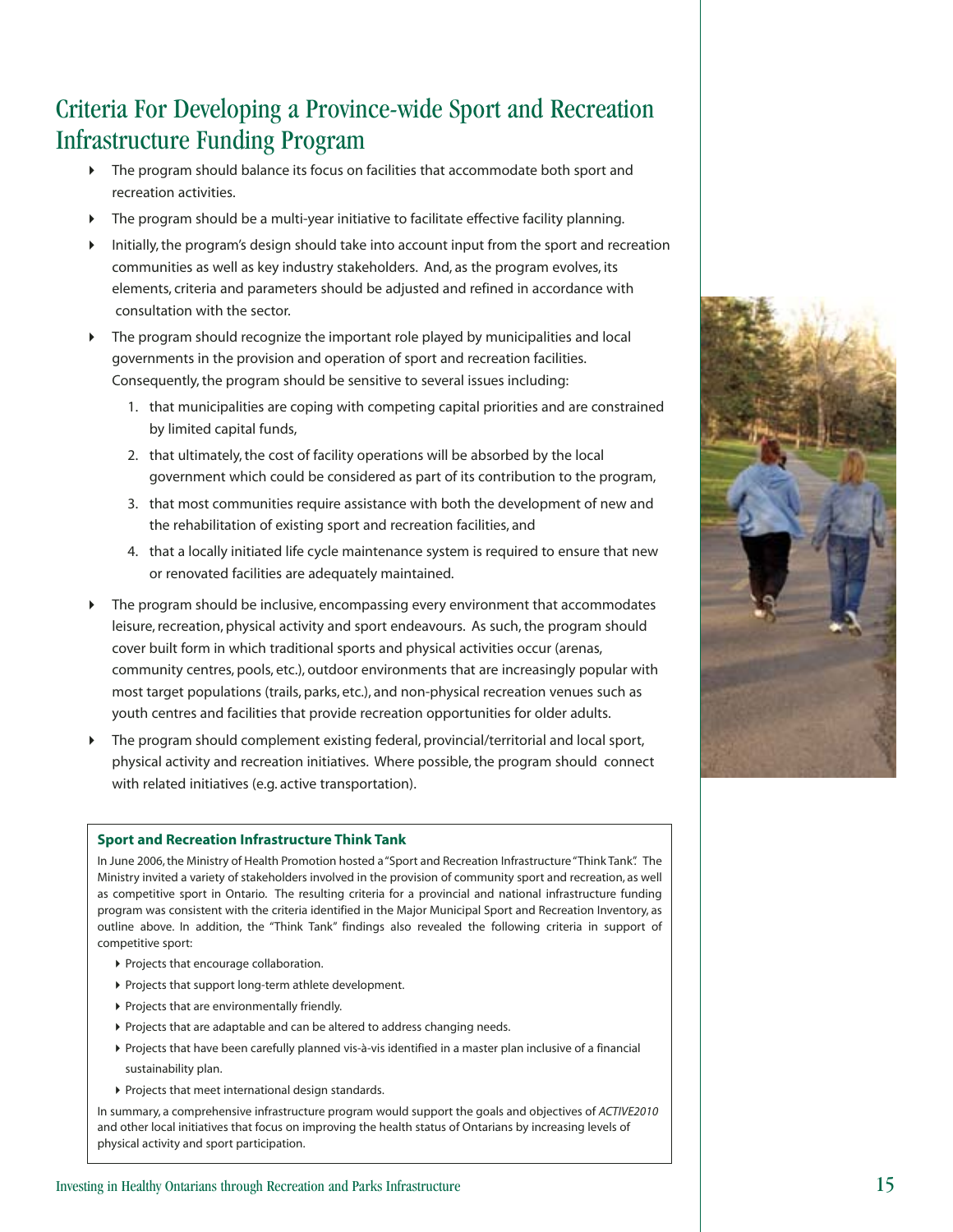# Criteria For Developing a Province-wide Sport and Recreation Infrastructure Funding Program

- The program should balance its focus on facilities that accommodate both sport and recreation activities.
- The program should be a multi-year initiative to facilitate effective facility planning.
- Initially, the program's design should take into account input from the sport and recreation communities as well as key industry stakeholders. And, as the program evolves, its elements, criteria and parameters should be adjusted and refined in accordance with consultation with the sector.
- The program should recognize the important role played by municipalities and local governments in the provision and operation of sport and recreation facilities. Consequently, the program should be sensitive to several issues including:
  1. that municipalities are coping with competing capital priorities and are constrained by limited capital funds,
  2. that ultimately, the cost of facility operations will be absorbed by the local government which could be considered as part of its contribution to the program,
  3. that most communities require assistance with both the development of new and the rehabilitation of existing sport and recreation facilities, and
  4. that a locally initiated life cycle maintenance system is required to ensure that new or renovated facilities are adequately maintained.
- The program should be inclusive, encompassing every environment that accommodates leisure, recreation, physical activity and sport endeavours. As such, the program should cover built form in which traditional sports and physical activities occur (arenas, community centres, pools, etc.), outdoor environments that are increasingly popular with most target populations (trails, parks, etc.), and non-physical recreation venues such as youth centres and facilities that provide recreation opportunities for older adults.
- The program should complement existing federal, provincial/territorial and local sport, physical activity and recreation initiatives. Where possible, the program should connect with related initiatives (e.g. active transportation).

**Sport and Recreation Infrastructure Think Tank**

In June 2006, the Ministry of Health Promotion hosted a "Sport and Recreation Infrastructure "Think Tank". The Ministry invited a variety of stakeholders involved in the provision of community sport and recreation, as well as competitive sport in Ontario. The resulting criteria for a provincial and national infrastructure funding program was consistent with the criteria identified in the Major Municipal Sport and Recreation Inventory, as outline above. In addition, the "Think Tank" findings also revealed the following criteria in support of competitive sport:

- Projects that encourage collaboration.
- Projects that support long-term athlete development.
- Projects that are environmentally friendly.
- Projects that are adaptable and can be altered to address changing needs.
- Projects that have been carefully planned vis-à-vis identified in a master plan inclusive of a financial sustainability plan.
- Projects that meet international design standards.

In summary, a comprehensive infrastructure program would support the goals and objectives of *ACTIVE2010* and other local initiatives that focus on improving the health status of Ontarians by increasing levels of physical activity and sport participation.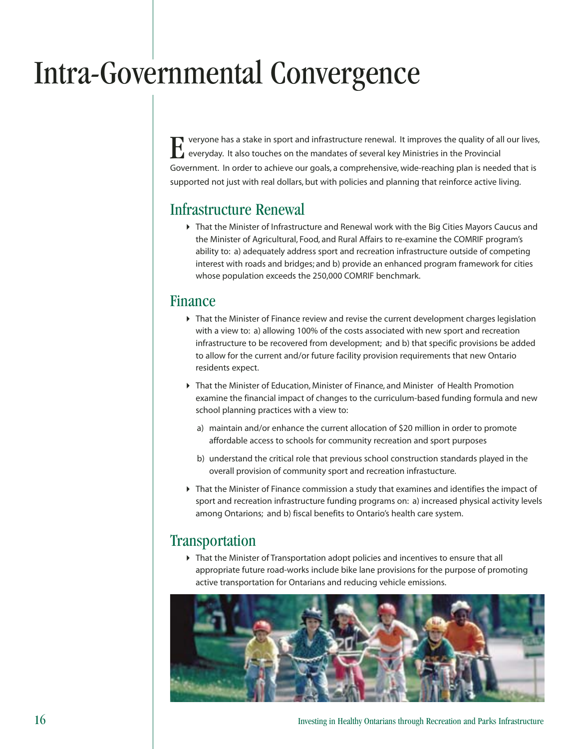# Intra-Governmental Convergence

Everyone has a stake in sport and infrastructure renewal. It improves the quality of all our lives, everyday. It also touches on the mandates of several key Ministries in the Provincial Government. In order to achieve our goals, a comprehensive, wide-reaching plan is needed that is supported not just with real dollars, but with policies and planning that reinforce active living.

## Infrastructure Renewal

- That the Minister of Infrastructure and Renewal work with the Big Cities Mayors Caucus and the Minister of Agricultural, Food, and Rural Affairs to re-examine the COMRIF program's ability to: a) adequately address sport and recreation infrastructure outside of competing interest with roads and bridges; and b) provide an enhanced program framework for cities whose population exceeds the 250,000 COMRIF benchmark.

## Finance

- That the Minister of Finance review and revise the current development charges legislation with a view to: a) allowing 100% of the costs associated with new sport and recreation infrastructure to be recovered from development; and b) that specific provisions be added to allow for the current and/or future facility provision requirements that new Ontario residents expect.
- That the Minister of Education, Minister of Finance, and Minister of Health Promotion examine the financial impact of changes to the curriculum-based funding formula and new school planning practices with a view to:
  - a) maintain and/or enhance the current allocation of $20 million in order to promote affordable access to schools for community recreation and sport purposes
  - b) understand the critical role that previous school construction standards played in the overall provision of community sport and recreation infrastucture.
- That the Minister of Finance commission a study that examines and identifies the impact of sport and recreation infrastructure funding programs on: a) increased physical activity levels among Ontarions; and b) fiscal benefits to Ontario's health care system.

## Transportation

- That the Minister of Transportation adopt policies and incentives to ensure that all appropriate future road-works include bike lane provisions for the purpose of promoting active transportation for Ontarians and reducing vehicle emissions.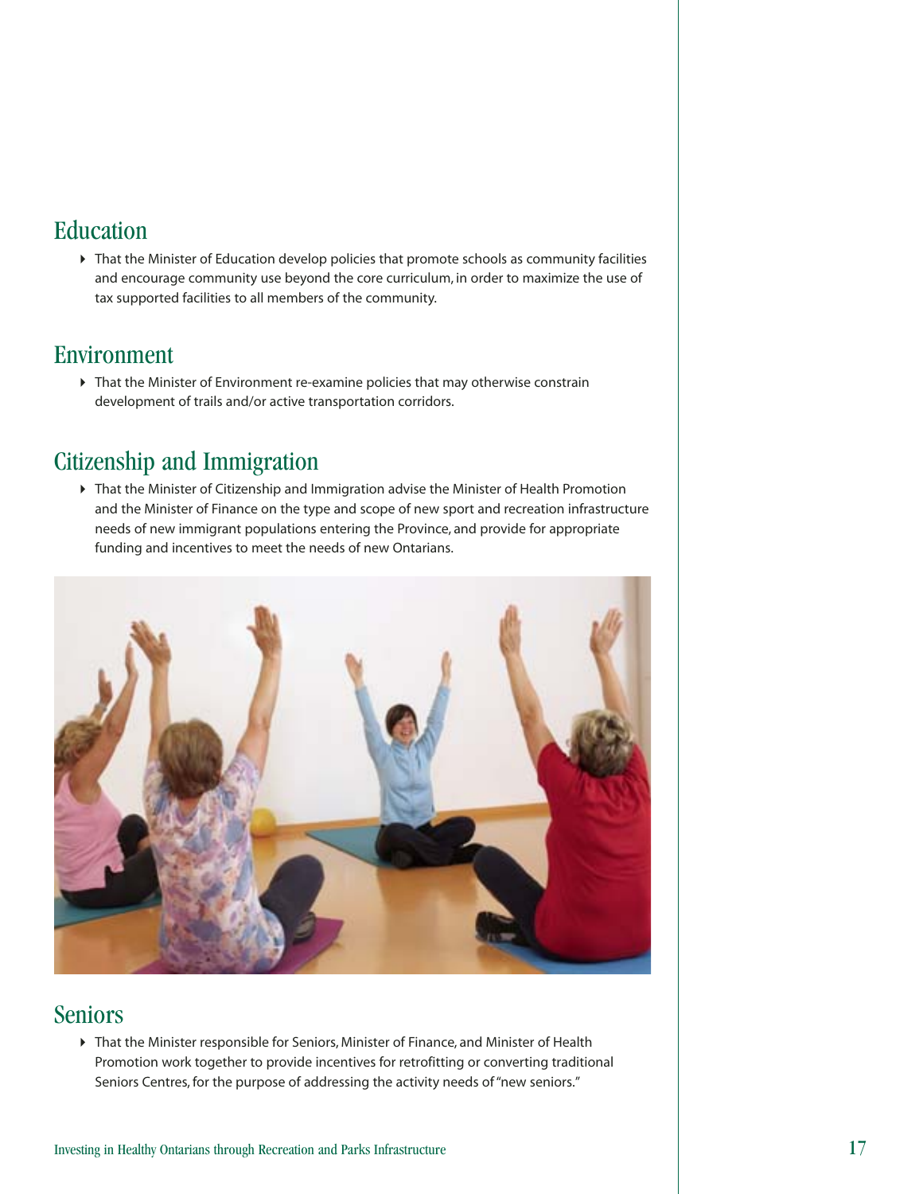## Education

- That the Minister of Education develop policies that promote schools as community facilities and encourage community use beyond the core curriculum, in order to maximize the use of tax supported facilities to all members of the community.

## Environment

- That the Minister of Environment re-examine policies that may otherwise constrain development of trails and/or active transportation corridors.

## Citizenship and Immigration

- That the Minister of Citizenship and Immigration advise the Minister of Health Promotion and the Minister of Finance on the type and scope of new sport and recreation infrastructure needs of new immigrant populations entering the Province, and provide for appropriate funding and incentives to meet the needs of new Ontarians.

## Seniors

- That the Minister responsible for Seniors, Minister of Finance, and Minister of Health Promotion work together to provide incentives for retrofitting or converting traditional Seniors Centres, for the purpose of addressing the activity needs of "new seniors."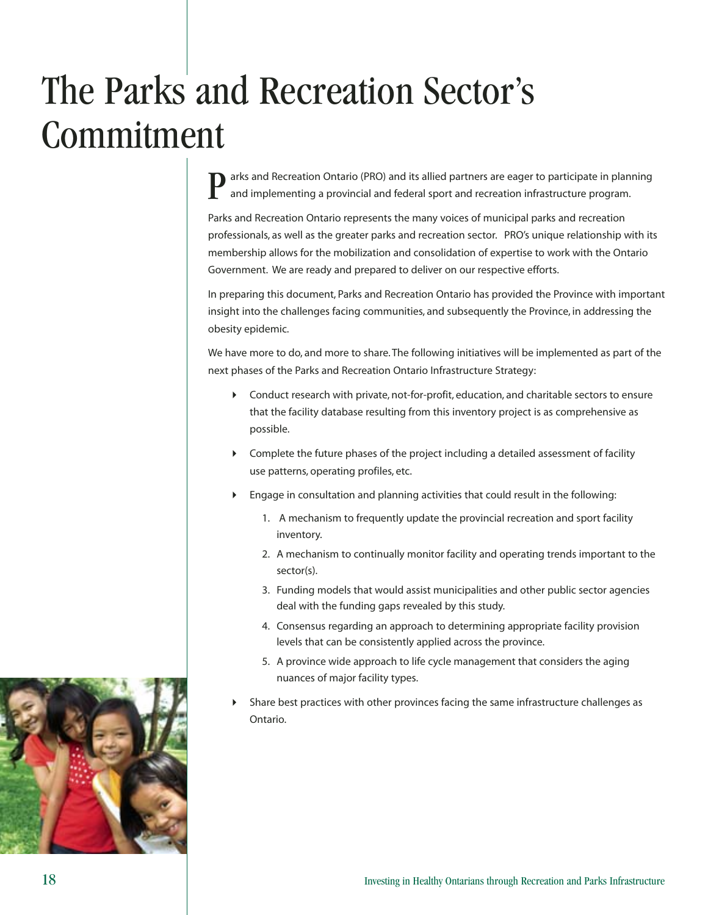# The Parks and Recreation Sector's Commitment

Parks and Recreation Ontario (PRO) and its allied partners are eager to participate in planning and implementing a provincial and federal sport and recreation infrastructure program.

Parks and Recreation Ontario represents the many voices of municipal parks and recreation professionals, as well as the greater parks and recreation sector. PRO's unique relationship with its membership allows for the mobilization and consolidation of expertise to work with the Ontario Government. We are ready and prepared to deliver on our respective efforts.

In preparing this document, Parks and Recreation Ontario has provided the Province with important insight into the challenges facing communities, and subsequently the Province, in addressing the obesity epidemic.

We have more to do, and more to share. The following initiatives will be implemented as part of the next phases of the Parks and Recreation Ontario Infrastructure Strategy:

- Conduct research with private, not-for-profit, education, and charitable sectors to ensure that the facility database resulting from this inventory project is as comprehensive as possible.
- Complete the future phases of the project including a detailed assessment of facility use patterns, operating profiles, etc.
- Engage in consultation and planning activities that could result in the following:
  1. A mechanism to frequently update the provincial recreation and sport facility inventory.
  2. A mechanism to continually monitor facility and operating trends important to the sector(s).
  3. Funding models that would assist municipalities and other public sector agencies deal with the funding gaps revealed by this study.
  4. Consensus regarding an approach to determining appropriate facility provision levels that can be consistently applied across the province.
  5. A province wide approach to life cycle management that considers the aging nuances of major facility types.
- Share best practices with other provinces facing the same infrastructure challenges as Ontario.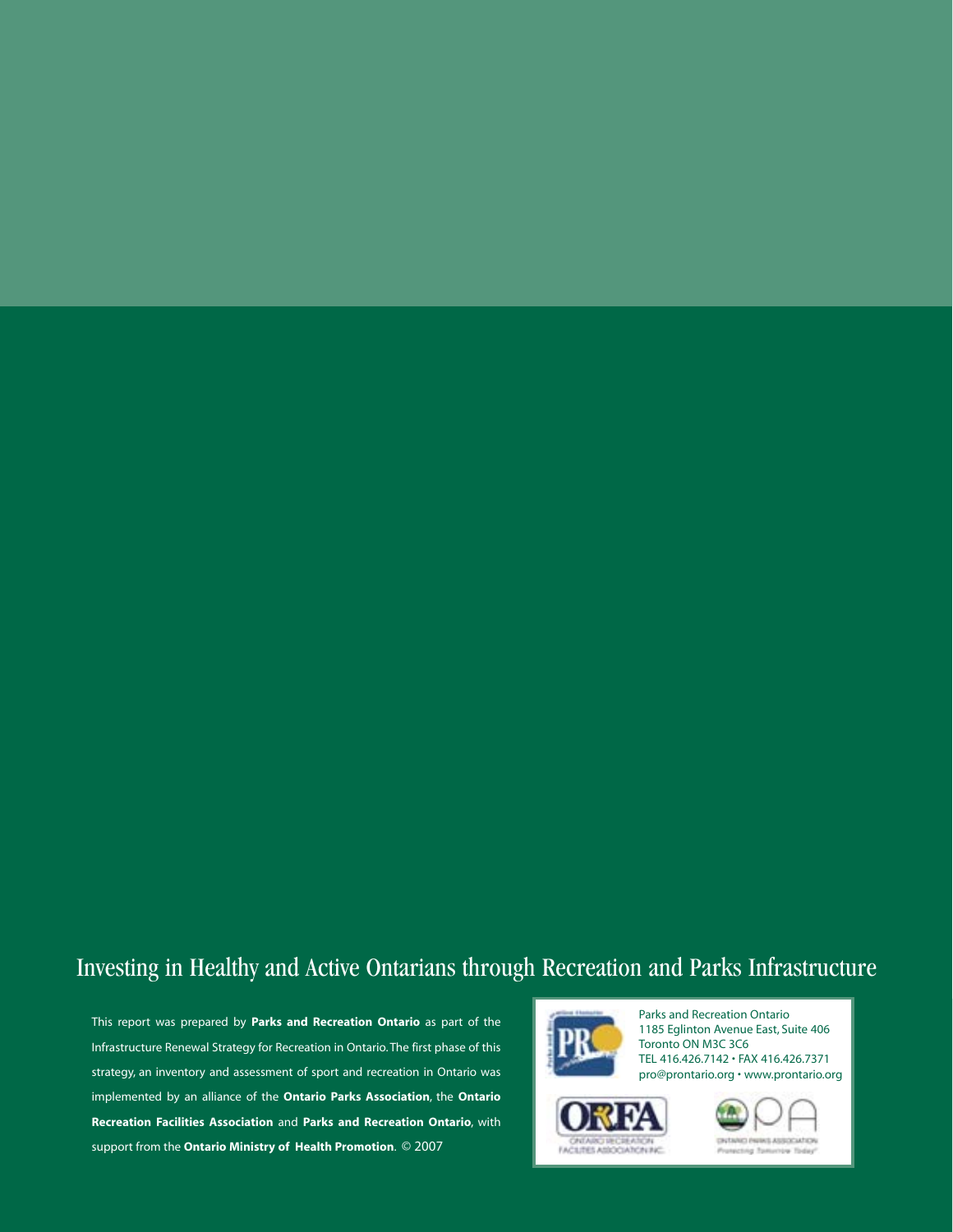# Investing in Healthy and Active Ontarians through Recreation and Parks Infrastructure

This report was prepared by **Parks and Recreation Ontario** as part of the Infrastructure Renewal Strategy for Recreation in Ontario. The first phase of this strategy, an inventory and assessment of sport and recreation in Ontario was implemented by an alliance of the **Ontario Parks Association**, the **Ontario Recreation Facilities Association** and **Parks and Recreation Ontario**, with support from the **Ontario Ministry of Health Promotion**. © 2007

Parks and Recreation Ontario
1185 Eglinton Avenue East, Suite 406
Toronto ON M3C 3C6
TEL 416.426.7142 • FAX 416.426.7371
pro@prontario.org • www.prontario.org